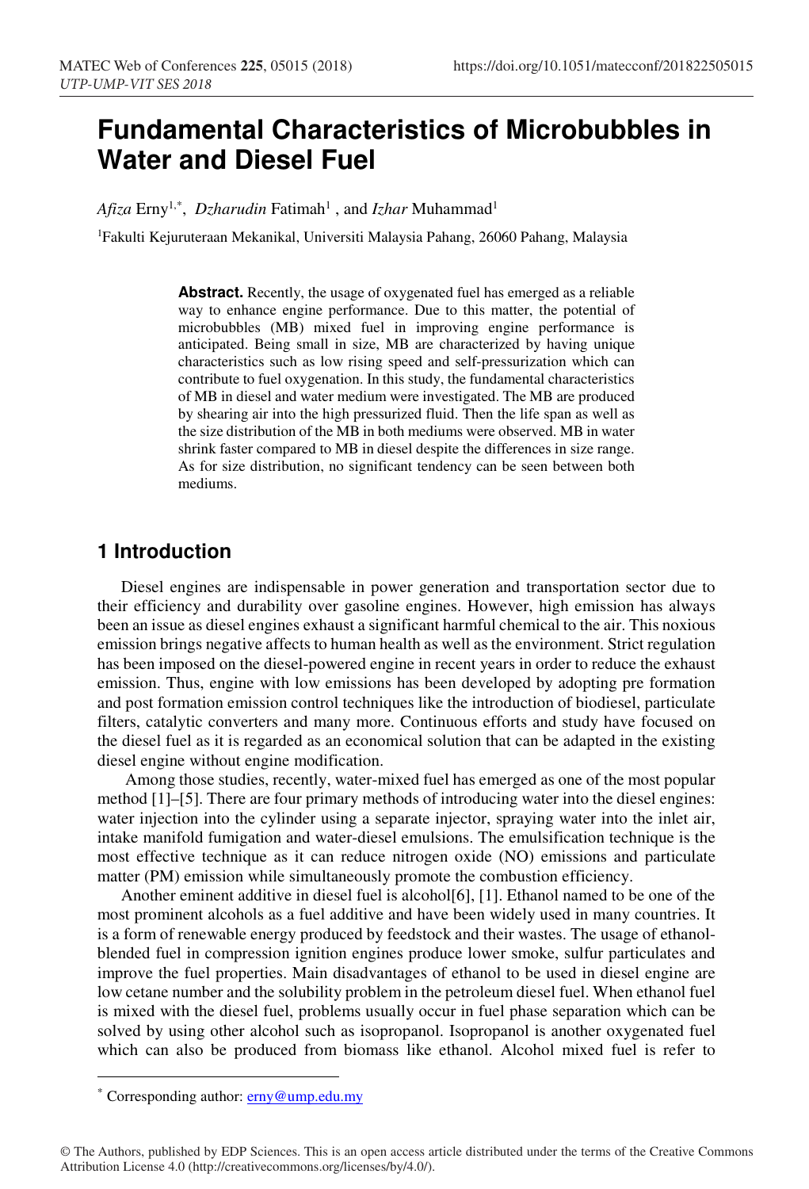# Fundamental Characteristics of Microbubbles in Water and Diesel Fuel

*Afiza* Erny[1,*], *Dzharudin* Fatimah[1] , and *Izhar* Muhammad[1]

[1]Fakulti Kejuruteraan Mekanikal, Universiti Malaysia Pahang, 26060 Pahang, Malaysia

**Abstract.** Recently, the usage of oxygenated fuel has emerged as a reliable way to enhance engine performance. Due to this matter, the potential of microbubbles (MB) mixed fuel in improving engine performance is anticipated. Being small in size, MB are characterized by having unique characteristics such as low rising speed and self-pressurization which can contribute to fuel oxygenation. In this study, the fundamental characteristics of MB in diesel and water medium were investigated. The MB are produced by shearing air into the high pressurized fluid. Then the life span as well as the size distribution of the MB in both mediums were observed. MB in water shrink faster compared to MB in diesel despite the differences in size range. As for size distribution, no significant tendency can be seen between both mediums.

## 1 Introduction

Diesel engines are indispensable in power generation and transportation sector due to their efficiency and durability over gasoline engines. However, high emission has always been an issue as diesel engines exhaust a significant harmful chemical to the air. This noxious emission brings negative affects to human health as well as the environment. Strict regulation has been imposed on the diesel-powered engine in recent years in order to reduce the exhaust emission. Thus, engine with low emissions has been developed by adopting pre formation and post formation emission control techniques like the introduction of biodiesel, particulate filters, catalytic converters and many more. Continuous efforts and study have focused on the diesel fuel as it is regarded as an economical solution that can be adapted in the existing diesel engine without engine modification.

Among those studies, recently, water-mixed fuel has emerged as one of the most popular method [1]–[5]. There are four primary methods of introducing water into the diesel engines: water injection into the cylinder using a separate injector, spraying water into the inlet air, intake manifold fumigation and water-diesel emulsions. The emulsification technique is the most effective technique as it can reduce nitrogen oxide (NO) emissions and particulate matter (PM) emission while simultaneously promote the combustion efficiency.

Another eminent additive in diesel fuel is alcohol[6], [1]. Ethanol named to be one of the most prominent alcohols as a fuel additive and have been widely used in many countries. It is a form of renewable energy produced by feedstock and their wastes. The usage of ethanol-blended fuel in compression ignition engines produce lower smoke, sulfur particulates and improve the fuel properties. Main disadvantages of ethanol to be used in diesel engine are low cetane number and the solubility problem in the petroleum diesel fuel. When ethanol fuel is mixed with the diesel fuel, problems usually occur in fuel phase separation which can be solved by using other alcohol such as isopropanol. Isopropanol is another oxygenated fuel which can also be produced from biomass like ethanol. Alcohol mixed fuel is refer to

[*] Corresponding author: erny@ump.edu.my

© The Authors, published by EDP Sciences. This is an open access article distributed under the terms of the Creative Commons Attribution License 4.0 (http://creativecommons.org/licenses/by/4.0/).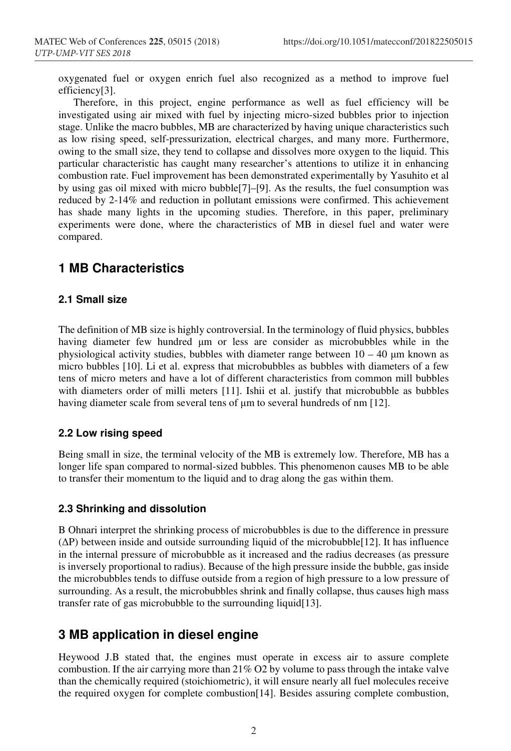oxygenated fuel or oxygen enrich fuel also recognized as a method to improve fuel efficiency[3].

Therefore, in this project, engine performance as well as fuel efficiency will be investigated using air mixed with fuel by injecting micro-sized bubbles prior to injection stage. Unlike the macro bubbles, MB are characterized by having unique characteristics such as low rising speed, self-pressurization, electrical charges, and many more. Furthermore, owing to the small size, they tend to collapse and dissolves more oxygen to the liquid. This particular characteristic has caught many researcher's attentions to utilize it in enhancing combustion rate. Fuel improvement has been demonstrated experimentally by Yasuhito et al by using gas oil mixed with micro bubble[7]–[9]. As the results, the fuel consumption was reduced by 2-14% and reduction in pollutant emissions were confirmed. This achievement has shade many lights in the upcoming studies. Therefore, in this paper, preliminary experiments were done, where the characteristics of MB in diesel fuel and water were compared.

## 1 MB Characteristics

### 2.1 Small size

The definition of MB size is highly controversial. In the terminology of fluid physics, bubbles having diameter few hundred μm or less are consider as microbubbles while in the physiological activity studies, bubbles with diameter range between 10 – 40 μm known as micro bubbles [10]. Li et al. express that microbubbles as bubbles with diameters of a few tens of micro meters and have a lot of different characteristics from common mill bubbles with diameters order of milli meters [11]. Ishii et al. justify that microbubble as bubbles having diameter scale from several tens of μm to several hundreds of nm [12].

### 2.2 Low rising speed

Being small in size, the terminal velocity of the MB is extremely low. Therefore, MB has a longer life span compared to normal-sized bubbles. This phenomenon causes MB to be able to transfer their momentum to the liquid and to drag along the gas within them.

### 2.3 Shrinking and dissolution

B Ohnari interpret the shrinking process of microbubbles is due to the difference in pressure ($\Delta P$) between inside and outside surrounding liquid of the microbubble[12]. It has influence in the internal pressure of microbubble as it increased and the radius decreases (as pressure is inversely proportional to radius). Because of the high pressure inside the bubble, gas inside the microbubbles tends to diffuse outside from a region of high pressure to a low pressure of surrounding. As a result, the microbubbles shrink and finally collapse, thus causes high mass transfer rate of gas microbubble to the surrounding liquid[13].

## 3 MB application in diesel engine

Heywood J.B stated that, the engines must operate in excess air to assure complete combustion. If the air carrying more than 21% $O_2$ by volume to pass through the intake valve than the chemically required (stoichiometric), it will ensure nearly all fuel molecules receive the required oxygen for complete combustion[14]. Besides assuring complete combustion,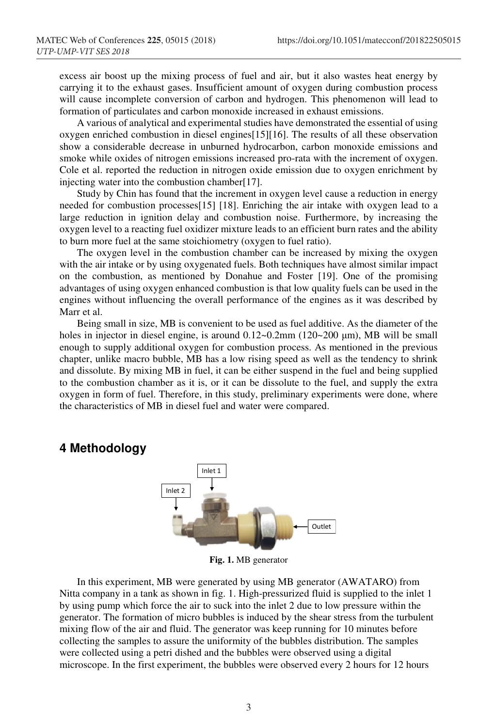excess air boost up the mixing process of fuel and air, but it also wastes heat energy by carrying it to the exhaust gases. Insufficient amount of oxygen during combustion process will cause incomplete conversion of carbon and hydrogen. This phenomenon will lead to formation of particulates and carbon monoxide increased in exhaust emissions.

A various of analytical and experimental studies have demonstrated the essential of using oxygen enriched combustion in diesel engines[15][16]. The results of all these observation show a considerable decrease in unburned hydrocarbon, carbon monoxide emissions and smoke while oxides of nitrogen emissions increased pro-rata with the increment of oxygen. Cole et al. reported the reduction in nitrogen oxide emission due to oxygen enrichment by injecting water into the combustion chamber[17].

Study by Chin has found that the increment in oxygen level cause a reduction in energy needed for combustion processes[15] [18]. Enriching the air intake with oxygen lead to a large reduction in ignition delay and combustion noise. Furthermore, by increasing the oxygen level to a reacting fuel oxidizer mixture leads to an efficient burn rates and the ability to burn more fuel at the same stoichiometry (oxygen to fuel ratio).

The oxygen level in the combustion chamber can be increased by mixing the oxygen with the air intake or by using oxygenated fuels. Both techniques have almost similar impact on the combustion, as mentioned by Donahue and Foster [19]. One of the promising advantages of using oxygen enhanced combustion is that low quality fuels can be used in the engines without influencing the overall performance of the engines as it was described by Marr et al.

Being small in size, MB is convenient to be used as fuel additive. As the diameter of the holes in injector in diesel engine, is around 0.12~0.2mm (120~200 μm), MB will be small enough to supply additional oxygen for combustion process. As mentioned in the previous chapter, unlike macro bubble, MB has a low rising speed as well as the tendency to shrink and dissolute. By mixing MB in fuel, it can be either suspend in the fuel and being supplied to the combustion chamber as it is, or it can be dissolute to the fuel, and supply the extra oxygen in form of fuel. Therefore, in this study, preliminary experiments were done, where the characteristics of MB in diesel fuel and water were compared.

## 4 Methodology

Inlet 1

Inlet 2

Outlet

**Fig. 1.** MB generator

In this experiment, MB were generated by using MB generator (AWATARO) from Nitta company in a tank as shown in fig. 1. High-pressurized fluid is supplied to the inlet 1 by using pump which force the air to suck into the inlet 2 due to low pressure within the generator. The formation of micro bubbles is induced by the shear stress from the turbulent mixing flow of the air and fluid. The generator was keep running for 10 minutes before collecting the samples to assure the uniformity of the bubbles distribution. The samples were collected using a petri dished and the bubbles were observed using a digital microscope. In the first experiment, the bubbles were observed every 2 hours for 12 hours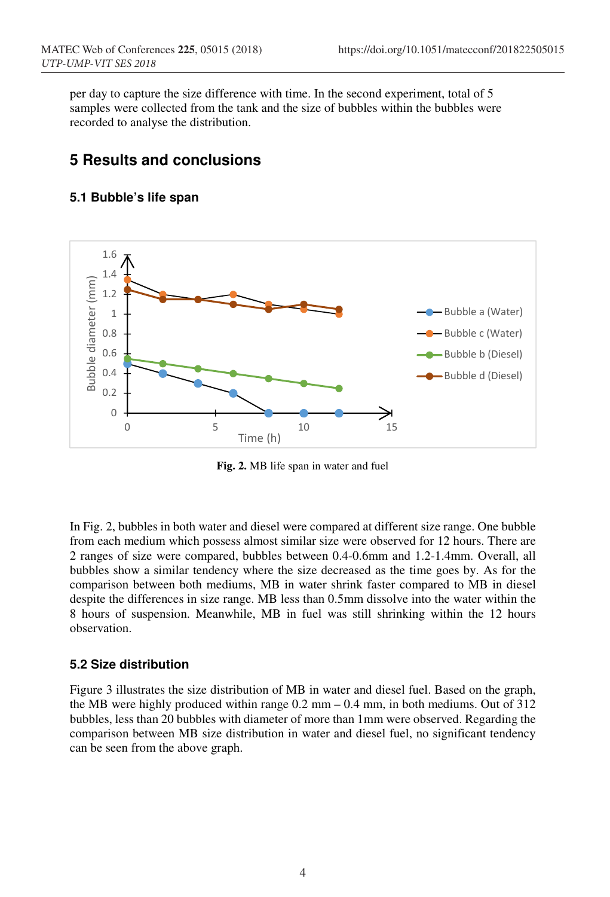per day to capture the size difference with time. In the second experiment, total of 5 samples were collected from the tank and the size of bubbles within the bubbles were recorded to analyse the distribution.

## 5 Results and conclusions

### 5.1 Bubble's life span

**Fig. 2.** MB life span in water and fuel

In Fig. 2, bubbles in both water and diesel were compared at different size range. One bubble from each medium which possess almost similar size were observed for 12 hours. There are 2 ranges of size were compared, bubbles between 0.4-0.6mm and 1.2-1.4mm. Overall, all bubbles show a similar tendency where the size decreased as the time goes by. As for the comparison between both mediums, MB in water shrink faster compared to MB in diesel despite the differences in size range. MB less than 0.5mm dissolve into the water within the 8 hours of suspension. Meanwhile, MB in fuel was still shrinking within the 12 hours observation.

### 5.2 Size distribution

Figure 3 illustrates the size distribution of MB in water and diesel fuel. Based on the graph, the MB were highly produced within range 0.2 mm – 0.4 mm, in both mediums. Out of 312 bubbles, less than 20 bubbles with diameter of more than 1mm were observed. Regarding the comparison between MB size distribution in water and diesel fuel, no significant tendency can be seen from the above graph.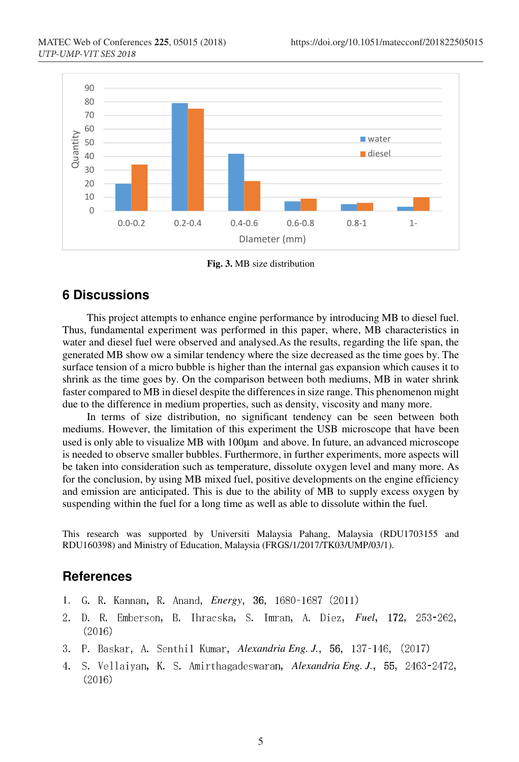Fig. 3. MB size distribution

## 6 Discussions

This project attempts to enhance engine performance by introducing MB to diesel fuel. Thus, fundamental experiment was performed in this paper, where, MB characteristics in water and diesel fuel were observed and analysed.As the results, regarding the life span, the generated MB show ow a similar tendency where the size decreased as the time goes by. The surface tension of a micro bubble is higher than the internal gas expansion which causes it to shrink as the time goes by. On the comparison between both mediums, MB in water shrink faster compared to MB in diesel despite the differences in size range. This phenomenon might due to the difference in medium properties, such as density, viscosity and many more.

In terms of size distribution, no significant tendency can be seen between both mediums. However, the limitation of this experiment the USB microscope that have been used is only able to visualize MB with 100µm and above. In future, an advanced microscope is needed to observe smaller bubbles. Furthermore, in further experiments, more aspects will be taken into consideration such as temperature, dissolute oxygen level and many more. As for the conclusion, by using MB mixed fuel, positive developments on the engine efficiency and emission are anticipated. This is due to the ability of MB to supply excess oxygen by suspending within the fuel for a long time as well as able to dissolute within the fuel.

This research was supported by Universiti Malaysia Pahang, Malaysia (RDU1703155 and RDU160398) and Ministry of Education, Malaysia (FRGS/1/2017/TK03/UMP/03/1).

## References

1. G. R. Kannan, R. Anand, *Energy*, **36**, 1680-1687 (2011)
2. D. R. Emberson, B. Ihracska, S. Imran, A. Diez, *Fuel*, **172**, 253-262, (2016)
3. P. Baskar, A. Senthil Kumar, *Alexandria Eng. J.*, **56**, 137-146, (2017)
4. S. Vellaiyan, K. S. Amirthagadeswaran, *Alexandria Eng. J.*, **55**, 2463-2472, (2016)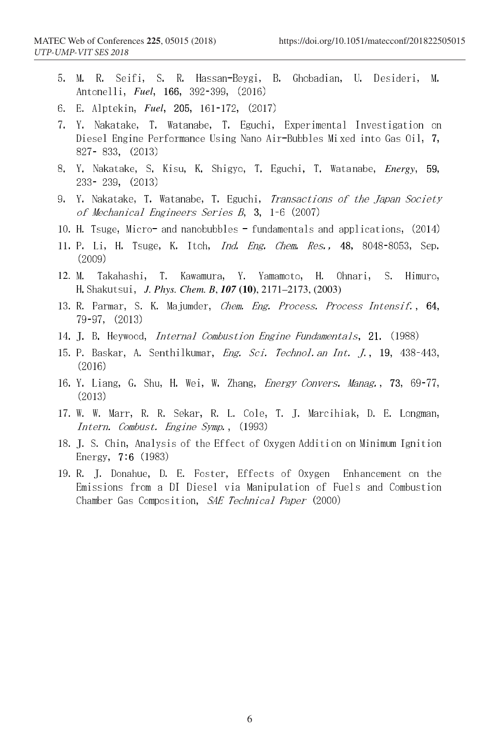5. M. R. Seifi, S. R. Hassan-Beygi, B. Ghobadian, U. Desideri, M. Antonelli, *Fuel*, **166**, 392-399, (2016)
6. E. Alptekin, *Fuel*, **205**, 161-172, (2017)
7. Y. Nakatake, T. Watanabe, T. Eguchi, Experimental Investigation on Diesel Engine Performance Using Nano Air-Bubbles Mixed into Gas Oil, **7**, 827- 833, (2013)
8. Y. Nakatake, S. Kisu, K. Shigyo, T. Eguchi, T. Watanabe, *Energy*, **59**, 233- 239, (2013)
9. Y. Nakatake, T. Watanabe, T. Eguchi, *Transactions of the Japan Society of Mechanical Engineers Series B*, **3**, 1-6 (2007)
10. H. Tsuge, Micro- and nanobubbles - fundamentals and applications, (2014)
11. P. Li, H. Tsuge, K. Itoh, *Ind. Eng. Chem. Res.*, **48**, 8048-8053, Sep. (2009)
12. M. Takahashi, T. Kawamura, Y. Yamamoto, H. Ohnari, S. Himuro, H.Shakutsui, *J. Phys. Chem. B*, ***107*** **(10)**, 2171–2173, (2003)
13. R. Parmar, S. K. Majumder, *Chem. Eng. Process. Process Intensif.*, **64**, 79-97, (2013)
14. J. B. Heywood, *Internal Combustion Engine Fundamentals*, **21**. (1988)
15. P. Baskar, A. Senthilkumar, *Eng. Sci. Technol.an Int. J.*, **19**, 438-443, (2016)
16. Y. Liang, G. Shu, H. Wei, W. Zhang, *Energy Convers. Manag.*, **73**, 69-77, (2013)
17. W. W. Marr, R. R. Sekar, R. L. Cole, T. J. Marcihiak, D. E. Longman, *Intern. Combust. Engine Symp.*, (1993)
18. J. S. Chin, Analysis of the Effect of Oxygen Addition on Minimum Ignition Energy, **7:6** (1983)
19. R. J. Donahue, D. E. Foster, Effects of Oxygen Enhancement on the Emissions from a DI Diesel via Manipulation of Fuels and Combustion Chamber Gas Composition, *SAE Technical Paper* (2000)